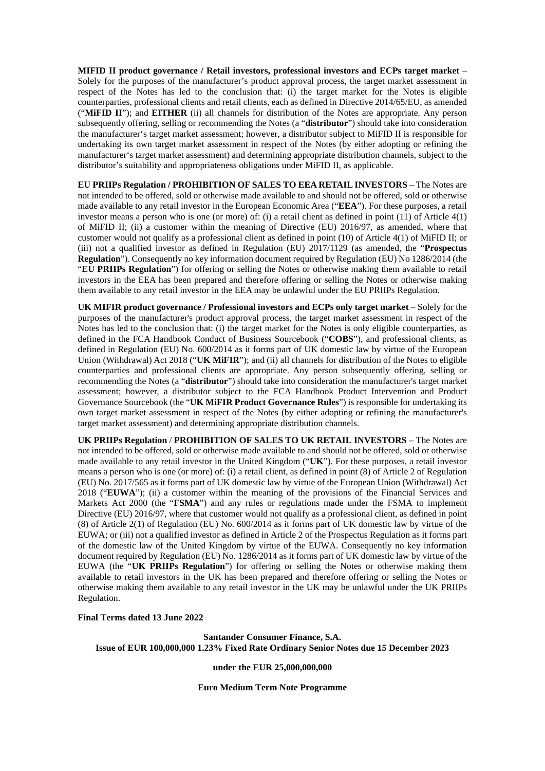**MIFID II product governance / Retail investors, professional investors and ECPs target market** – Solely for the purposes of the manufacturer's product approval process, the target market assessment in respect of the Notes has led to the conclusion that: (i) the target market for the Notes is eligible counterparties, professional clients and retail clients, each as defined in Directive 2014/65/EU, as amended ("**MiFID II**"); and **EITHER** (ii) all channels for distribution of the Notes are appropriate. Any person subsequently offering, selling or recommending the Notes (a "**distributor**") should take into consideration the manufacturer's target market assessment; however, a distributor subject to MiFID II is responsible for undertaking its own target market assessment in respect of the Notes (by either adopting or refining the manufacturer's target market assessment) and determining appropriate distribution channels, subject to the distributor's suitability and appropriateness obligations under MiFID II, as applicable.

**EU PRIIPs Regulation / PROHIBITION OF SALES TO EEA RETAIL INVESTORS** – The Notes are not intended to be offered, sold or otherwise made available to and should not be offered, sold or otherwise made available to any retail investor in the European Economic Area ("**EEA**"). For these purposes, a retail investor means a person who is one (or more) of: (i) a retail client as defined in point (11) of Article 4(1) of MiFID II; (ii) a customer within the meaning of Directive (EU) 2016/97, as amended, where that customer would not qualify as a professional client as defined in point (10) of Article 4(1) of MiFID II; or (iii) not a qualified investor as defined in Regulation (EU) 2017/1129 (as amended, the "**Prospectus Regulation**"). Consequently no key information document required by Regulation (EU) No 1286/2014 (the "**EU PRIIPs Regulation**") for offering or selling the Notes or otherwise making them available to retail investors in the EEA has been prepared and therefore offering or selling the Notes or otherwise making them available to any retail investor in the EEA may be unlawful under the EU PRIIPs Regulation.

**UK MIFIR product governance / Professional investors and ECPs only target market** – Solely for the purposes of the manufacturer's product approval process, the target market assessment in respect of the Notes has led to the conclusion that: (i) the target market for the Notes is only eligible counterparties, as defined in the FCA Handbook Conduct of Business Sourcebook ("**COBS**"), and professional clients, as defined in Regulation (EU) No. 600/2014 as it forms part of UK domestic law by virtue of the European Union (Withdrawal) Act 2018 ("**UK MiFIR**"); and (ii) all channels for distribution of the Notes to eligible counterparties and professional clients are appropriate. Any person subsequently offering, selling or recommending the Notes (a "**distributor**") should take into consideration the manufacturer's target market assessment; however, a distributor subject to the FCA Handbook Product Intervention and Product Governance Sourcebook (the "**UK MiFIR Product Governance Rules**") is responsible for undertaking its own target market assessment in respect of the Notes (by either adopting or refining the manufacturer's target market assessment) and determining appropriate distribution channels.

**UK PRIIPs Regulation** / **PROHIBITION OF SALES TO UK RETAIL INVESTORS** – The Notes are not intended to be offered, sold or otherwise made available to and should not be offered, sold or otherwise made available to any retail investor in the United Kingdom ("**UK**"). For these purposes, a retail investor means a person who is one (or more) of: (i) a retail client, as defined in point (8) of Article 2 of Regulation (EU) No. 2017/565 as it forms part of UK domestic law by virtue of the European Union (Withdrawal) Act 2018 ("**EUWA**"); (ii) a customer within the meaning of the provisions of the Financial Services and Markets Act 2000 (the "**FSMA**") and any rules or regulations made under the FSMA to implement Directive (EU) 2016/97, where that customer would not qualify as a professional client, as defined in point (8) of Article 2(1) of Regulation (EU) No. 600/2014 as it forms part of UK domestic law by virtue of the EUWA; or (iii) not a qualified investor as defined in Article 2 of the Prospectus Regulation as it forms part of the domestic law of the United Kingdom by virtue of the EUWA. Consequently no key information document required by Regulation (EU) No. 1286/2014 as it forms part of UK domestic law by virtue of the EUWA (the "**UK PRIIPs Regulation**") for offering or selling the Notes or otherwise making them available to retail investors in the UK has been prepared and therefore offering or selling the Notes or otherwise making them available to any retail investor in the UK may be unlawful under the UK PRIIPs Regulation.

**Final Terms dated 13 June 2022**

**Santander Consumer Finance, S.A.**
**Issue of EUR 100,000,000 1.23% Fixed Rate Ordinary Senior Notes due 15 December 2023**

**under the EUR 25,000,000,000**

**Euro Medium Term Note Programme**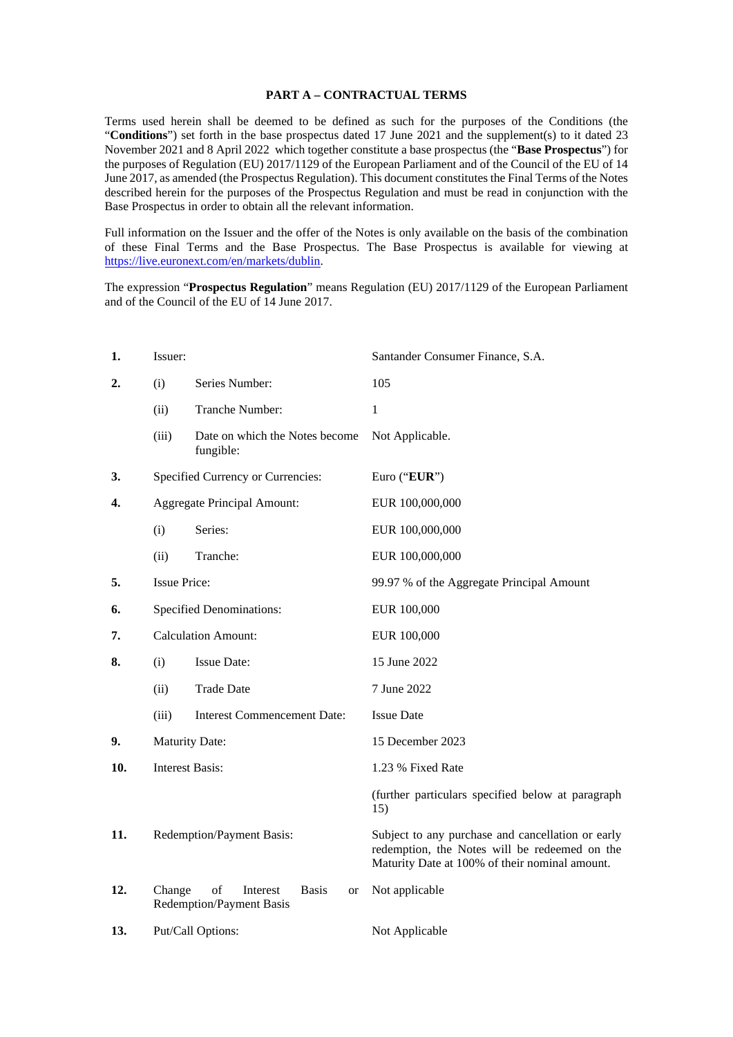## PART A – CONTRACTUAL TERMS

Terms used herein shall be deemed to be defined as such for the purposes of the Conditions (the "**Conditions**") set forth in the base prospectus dated 17 June 2021 and the supplement(s) to it dated 23 November 2021 and 8 April 2022 which together constitute a base prospectus (the "**Base Prospectus**") for the purposes of Regulation (EU) 2017/1129 of the European Parliament and of the Council of the EU of 14 June 2017, as amended (the Prospectus Regulation). This document constitutes the Final Terms of the Notes described herein for the purposes of the Prospectus Regulation and must be read in conjunction with the Base Prospectus in order to obtain all the relevant information.

Full information on the Issuer and the offer of the Notes is only available on the basis of the combination of these Final Terms and the Base Prospectus. The Base Prospectus is available for viewing at https://live.euronext.com/en/markets/dublin.

The expression "**Prospectus Regulation**" means Regulation (EU) 2017/1129 of the European Parliament and of the Council of the EU of 14 June 2017.

| | | | |
|---|---|---|---|
| **1.** | Issuer: | | Santander Consumer Finance, S.A. |
| **2.** | (i) | Series Number: | 105 |
| | (ii) | Tranche Number: | 1 |
| | (iii) | Date on which the Notes become fungible: | Not Applicable. |
| **3.** | Specified Currency or Currencies: | | Euro ("**EUR**") |
| **4.** | Aggregate Principal Amount: | | EUR 100,000,000 |
| | (i) | Series: | EUR 100,000,000 |
| | (ii) | Tranche: | EUR 100,000,000 |
| **5.** | Issue Price: | | 99.97 % of the Aggregate Principal Amount |
| **6.** | Specified Denominations: | | EUR 100,000 |
| **7.** | Calculation Amount: | | EUR 100,000 |
| **8.** | (i) | Issue Date: | 15 June 2022 |
| | (ii) | Trade Date | 7 June 2022 |
| | (iii) | Interest Commencement Date: | Issue Date |
| **9.** | Maturity Date: | | 15 December 2023 |
| **10.** | Interest Basis: | | 1.23 % Fixed Rate<br><br>(further particulars specified below at paragraph 15) |
| **11.** | Redemption/Payment Basis: | | Subject to any purchase and cancellation or early redemption, the Notes will be redeemed on the Maturity Date at 100% of their nominal amount. |
| **12.** | Change of Interest Basis or Redemption/Payment Basis | | Not applicable |
| **13.** | Put/Call Options: | | Not Applicable |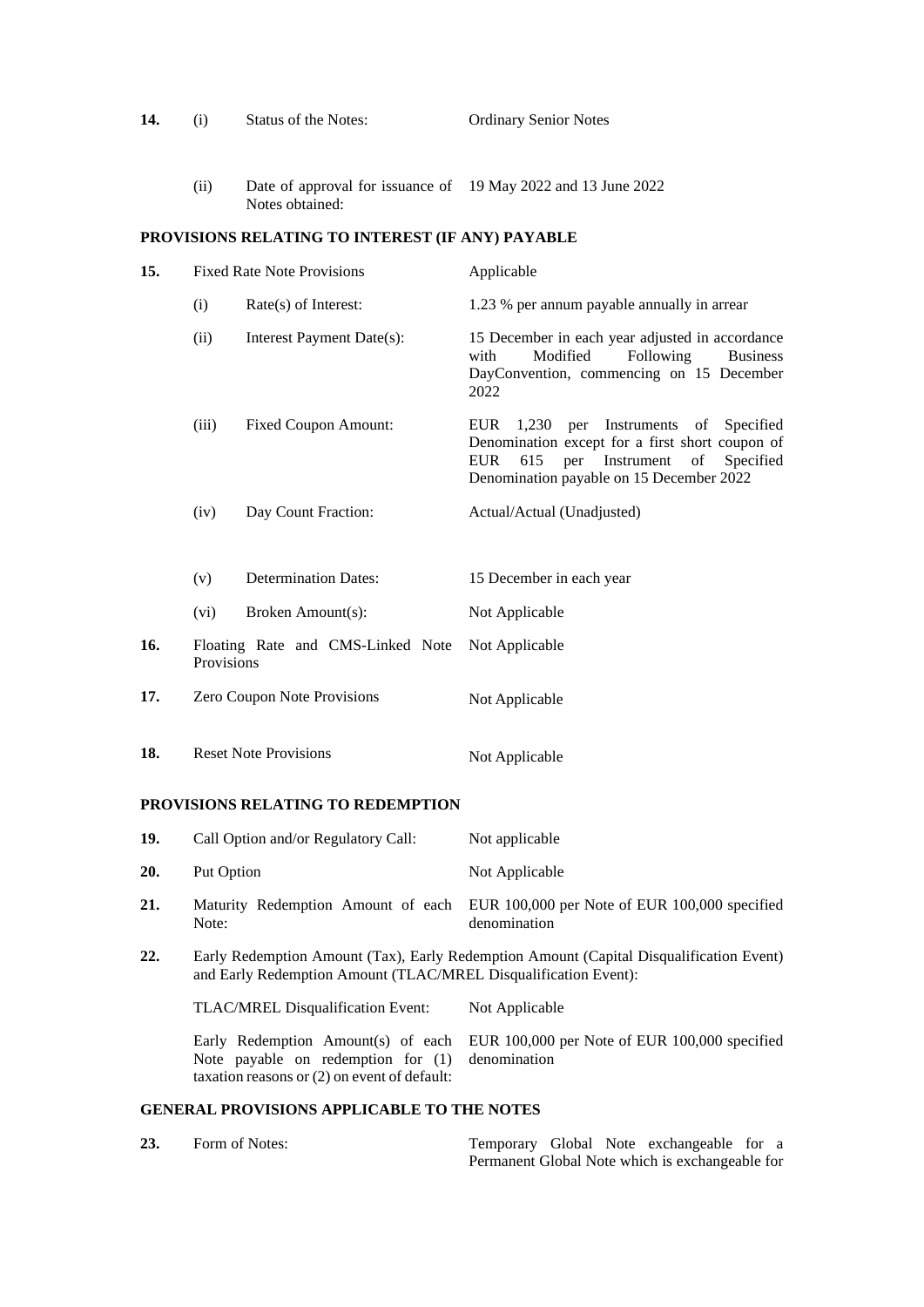| | | | |
|---|---|---|---|
| **14.** | (i) | Status of the Notes: | Ordinary Senior Notes |
| | (ii) | Date of approval for issuance of Notes obtained: | 19 May 2022 and 13 June 2022 |

**PROVISIONS RELATING TO INTEREST (IF ANY) PAYABLE**

| | | | |
|---|---|---|---|
| **15.** | Fixed Rate Note Provisions | | Applicable |
| | (i) | Rate(s) of Interest: | 1.23 % per annum payable annually in arrear |
| | (ii) | Interest Payment Date(s): | 15 December in each year adjusted in accordance with Modified Following Business DayConvention, commencing on 15 December 2022 |
| | (iii) | Fixed Coupon Amount: | EUR 1,230 per Instruments of Specified Denomination except for a first short coupon of EUR 615 per Instrument of Specified Denomination payable on 15 December 2022 |
| | (iv) | Day Count Fraction: | Actual/Actual (Unadjusted) |
| | (v) | Determination Dates: | 15 December in each year |
| | (vi) | Broken Amount(s): | Not Applicable |
| **16.** | Floating Rate and CMS-Linked Note Provisions | | Not Applicable |
| **17.** | Zero Coupon Note Provisions | | Not Applicable |
| **18.** | Reset Note Provisions | | Not Applicable |

**PROVISIONS RELATING TO REDEMPTION**

| | | |
|---|---|---|
| **19.** | Call Option and/or Regulatory Call: | Not applicable |
| **20.** | Put Option | Not Applicable |
| **21.** | Maturity Redemption Amount of each Note: | EUR 100,000 per Note of EUR 100,000 specified denomination |

**22.** Early Redemption Amount (Tax), Early Redemption Amount (Capital Disqualification Event) and Early Redemption Amount (TLAC/MREL Disqualification Event):

| | |
|---|---|
| TLAC/MREL Disqualification Event: | Not Applicable |
| Early Redemption Amount(s) of each Note payable on redemption for (1) taxation reasons or (2) on event of default: | EUR 100,000 per Note of EUR 100,000 specified denomination |

**GENERAL PROVISIONS APPLICABLE TO THE NOTES**

| | | |
|---|---|---|
| **23.** | Form of Notes: | Temporary Global Note exchangeable for a Permanent Global Note which is exchangeable for |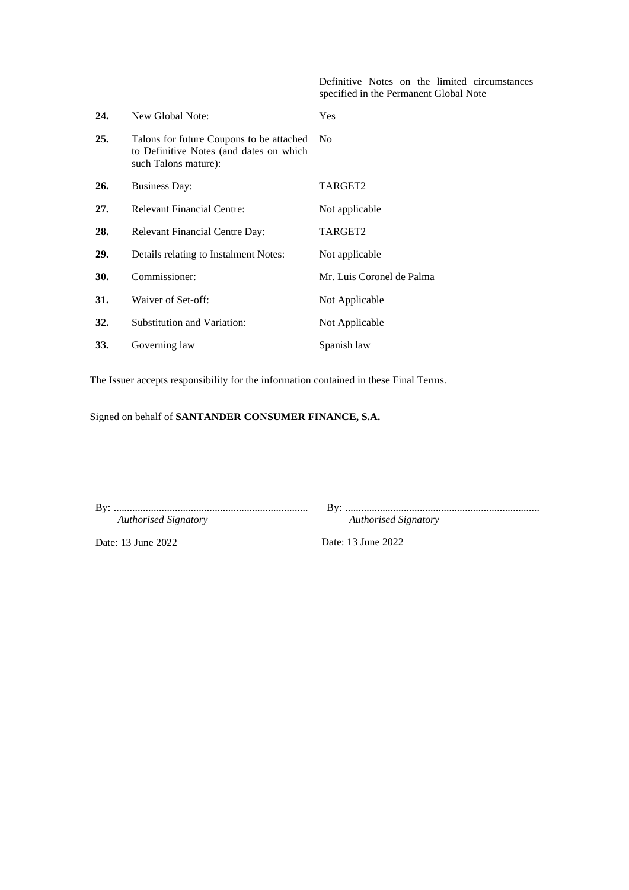| | | |
|---|---|---|
| | | Definitive Notes on the limited circumstances specified in the Permanent Global Note |
| **24.** | New Global Note: | Yes |
| **25.** | Talons for future Coupons to be attached to Definitive Notes (and dates on which such Talons mature): | No |
| **26.** | Business Day: | TARGET2 |
| **27.** | Relevant Financial Centre: | Not applicable |
| **28.** | Relevant Financial Centre Day: | TARGET2 |
| **29.** | Details relating to Instalment Notes: | Not applicable |
| **30.** | Commissioner: | Mr. Luis Coronel de Palma |
| **31.** | Waiver of Set-off: | Not Applicable |
| **32.** | Substitution and Variation: | Not Applicable |
| **33.** | Governing law | Spanish law |

The Issuer accepts responsibility for the information contained in these Final Terms.

Signed on behalf of **SANTANDER CONSUMER FINANCE, S.A.**

| | |
|---|---|
| By: ........................................................................ | By: ........................................................................ |
| *Authorised Signatory* | *Authorised Signatory* |
| Date: 13 June 2022 | Date: 13 June 2022 |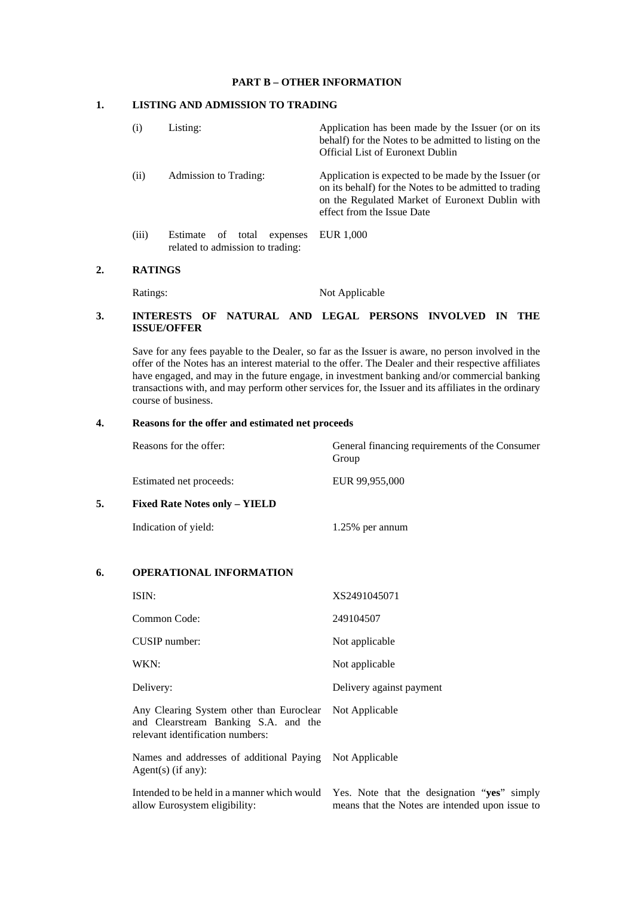## PART B – OTHER INFORMATION

### 1. LISTING AND ADMISSION TO TRADING

| | | |
|---|---|---|
| (i) | Listing: | Application has been made by the Issuer (or on its behalf) for the Notes to be admitted to listing on the Official List of Euronext Dublin |
| (ii) | Admission to Trading: | Application is expected to be made by the Issuer (or on its behalf) for the Notes to be admitted to trading on the Regulated Market of Euronext Dublin with effect from the Issue Date |
| (iii) | Estimate of total expenses related to admission to trading: | EUR 1,000 |

### 2. RATINGS

| | |
|---|---|
| Ratings: | Not Applicable |

### 3. INTERESTS OF NATURAL AND LEGAL PERSONS INVOLVED IN THE ISSUE/OFFER

Save for any fees payable to the Dealer, so far as the Issuer is aware, no person involved in the offer of the Notes has an interest material to the offer. The Dealer and their respective affiliates have engaged, and may in the future engage, in investment banking and/or commercial banking transactions with, and may perform other services for, the Issuer and its affiliates in the ordinary course of business.

### 4. Reasons for the offer and estimated net proceeds

| | |
|---|---|
| Reasons for the offer: | General financing requirements of the Consumer Group |
| Estimated net proceeds: | EUR 99,955,000 |

### 5. Fixed Rate Notes only – YIELD

| | |
|---|---|
| Indication of yield: | 1.25% per annum |

### 6. OPERATIONAL INFORMATION

| | |
|---|---|
| ISIN: | XS2491045071 |
| Common Code: | 249104507 |
| CUSIP number: | Not applicable |
| WKN: | Not applicable |
| Delivery: | Delivery against payment |
| Any Clearing System other than Euroclear and Clearstream Banking S.A. and the relevant identification numbers: | Not Applicable |
| Names and addresses of additional Paying Agent(s) (if any): | Not Applicable |
| Intended to be held in a manner which would allow Eurosystem eligibility: | Yes. Note that the designation "**yes**" simply means that the Notes are intended upon issue to |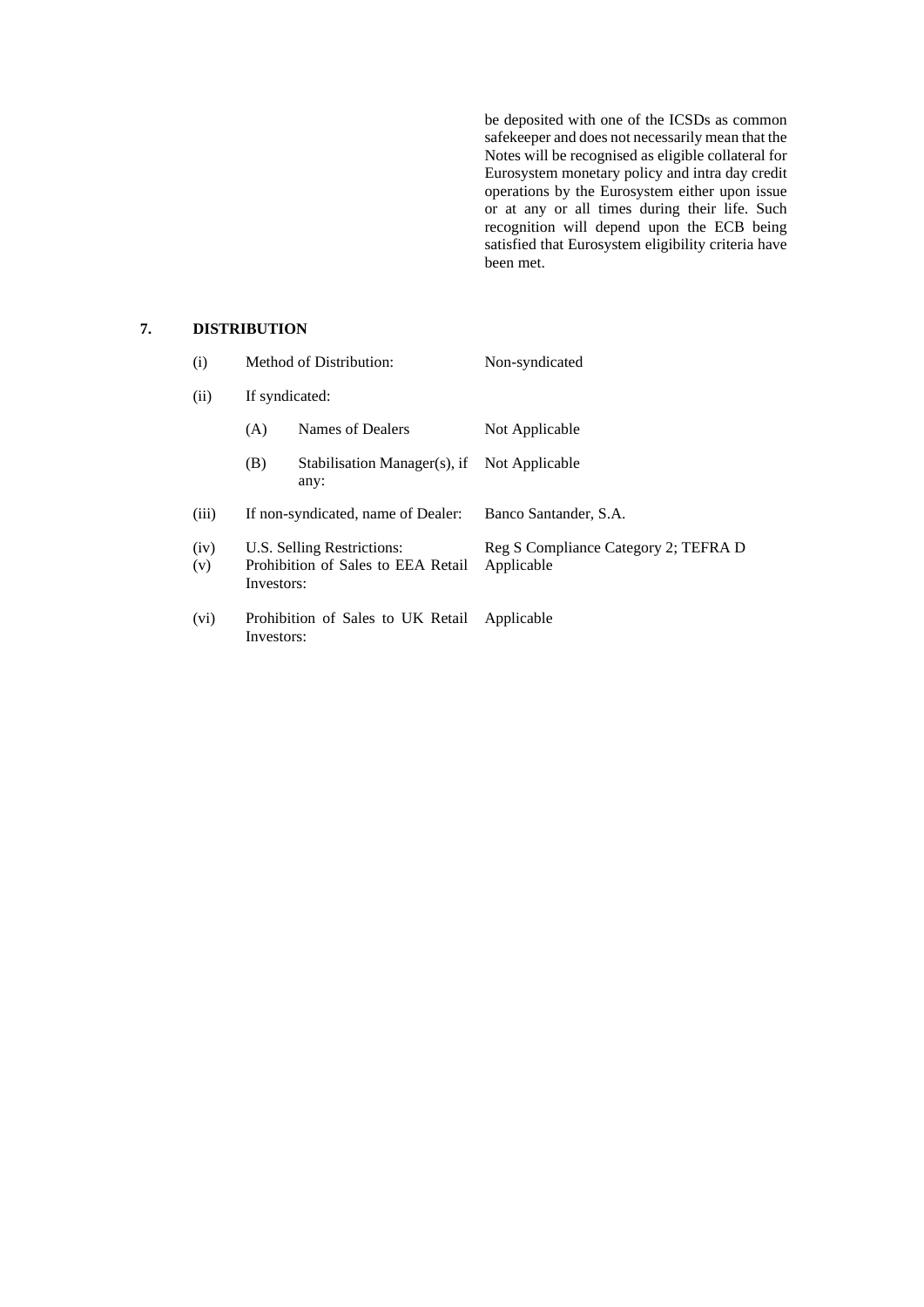be deposited with one of the ICSDs as common safekeeper and does not necessarily mean that the Notes will be recognised as eligible collateral for Eurosystem monetary policy and intra day credit operations by the Eurosystem either upon issue or at any or all times during their life. Such recognition will depend upon the ECB being satisfied that Eurosystem eligibility criteria have been met.

## 7. DISTRIBUTION

| | | |
|---|---|---|
| (i) | Method of Distribution: | Non-syndicated |
| (ii) | If syndicated: | |
| | (A) Names of Dealers | Not Applicable |
| | (B) Stabilisation Manager(s), if any: | Not Applicable |
| (iii) | If non-syndicated, name of Dealer: | Banco Santander, S.A. |
| (iv) | U.S. Selling Restrictions: | Reg S Compliance Category 2; TEFRA D |
| (v) | Prohibition of Sales to EEA Retail Investors: | Applicable |
| (vi) | Prohibition of Sales to UK Retail Investors: | Applicable |